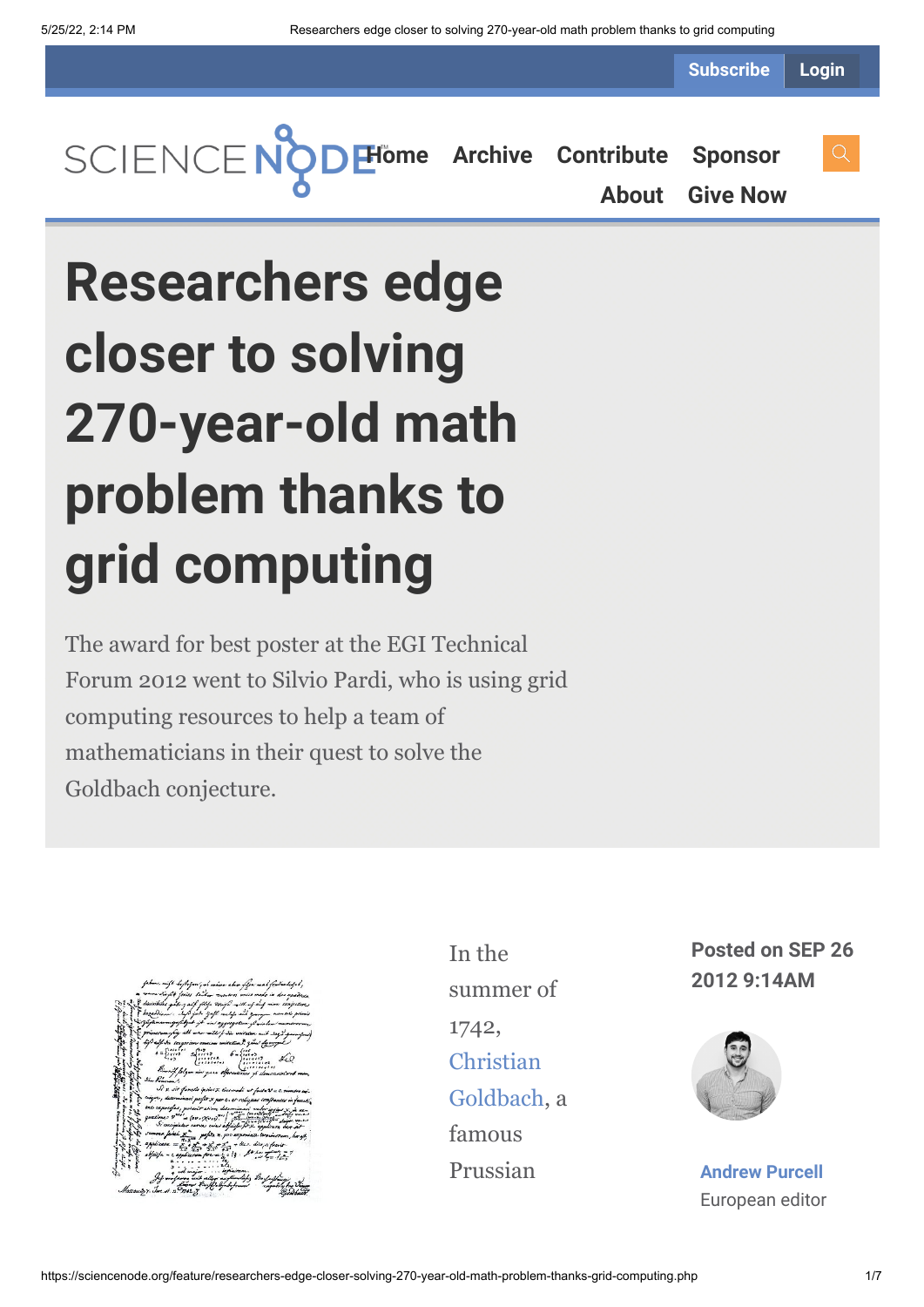Subscribe Login

Home Archive Contribute Sponsor About Give Now

# Researchers edge closer to solving 270-year-old math problem thanks to grid computing

The award for best poster at the EGI Technical Forum 2012 went to Silvio Pardi, who is using grid computing resources to help a team of mathematicians in their quest to solve the Goldbach conjecture.

**Posted on SEP 26 2012 9:14AM**

**Andrew Purcell**
European editor

In the summer of 1742, Christian Goldbach, a famous Prussian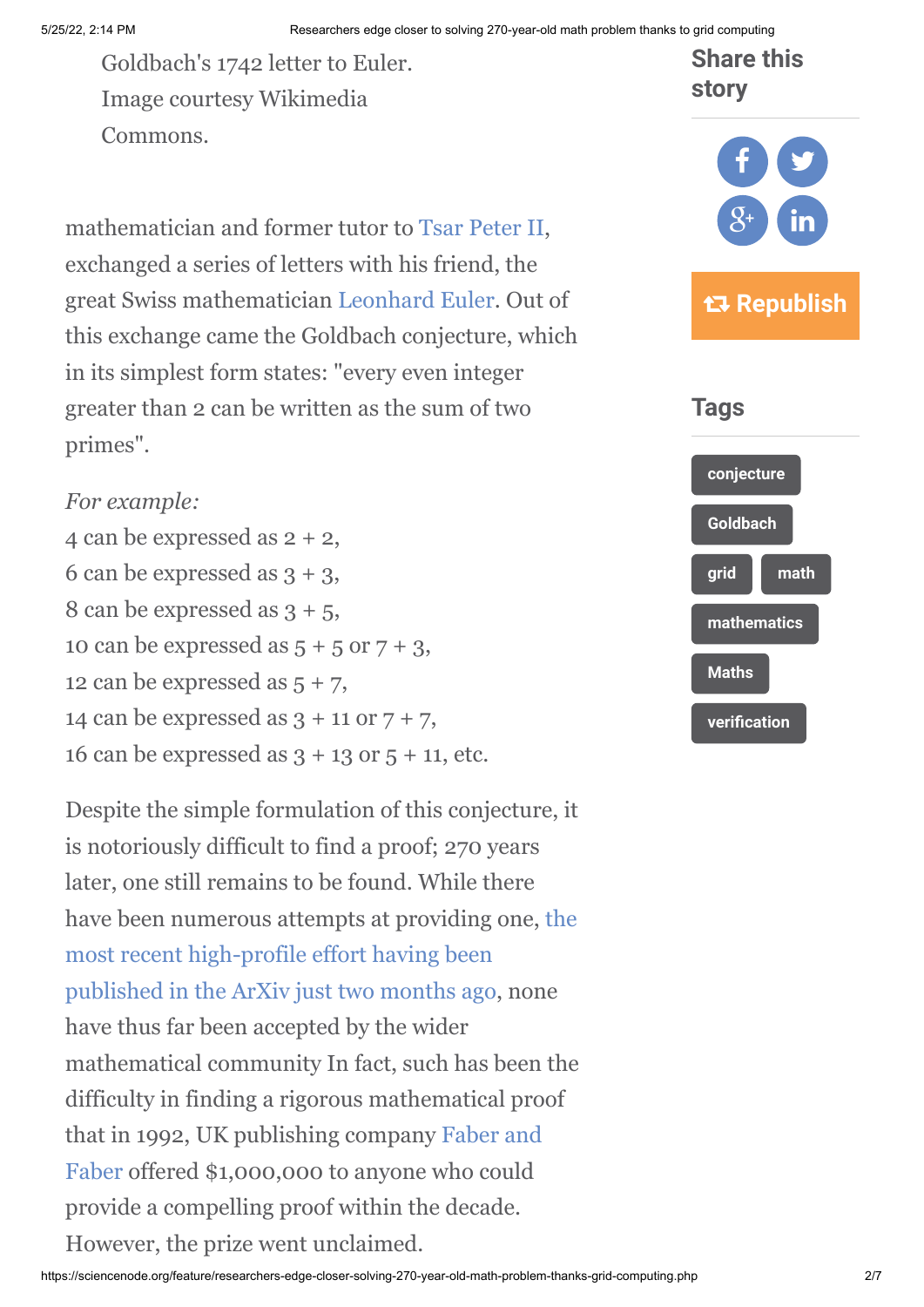Goldbach's 1742 letter to Euler. Image courtesy Wikimedia Commons.

mathematician and former tutor to Tsar Peter II, exchanged a series of letters with his friend, the great Swiss mathematician Leonhard Euler. Out of this exchange came the Goldbach conjecture, which in its simplest form states: "every even integer greater than 2 can be written as the sum of two primes".

*For example:*
4 can be expressed as 2 + 2,
6 can be expressed as 3 + 3,
8 can be expressed as 3 + 5,
10 can be expressed as 5 + 5 or 7 + 3,
12 can be expressed as 5 + 7,
14 can be expressed as 3 + 11 or 7 + 7,
16 can be expressed as 3 + 13 or 5 + 11, etc.

Despite the simple formulation of this conjecture, it is notoriously difficult to find a proof; 270 years later, one still remains to be found. While there have been numerous attempts at providing one, the most recent high-profile effort having been published in the ArXiv just two months ago, none have thus far been accepted by the wider mathematical community In fact, such has been the difficulty in finding a rigorous mathematical proof that in 1992, UK publishing company Faber and Faber offered $1,000,000 to anyone who could provide a compelling proof within the decade. However, the prize went unclaimed.

## Share this story

Republish

## Tags

conjecture
Goldbach
grid
math
mathematics
Maths
verification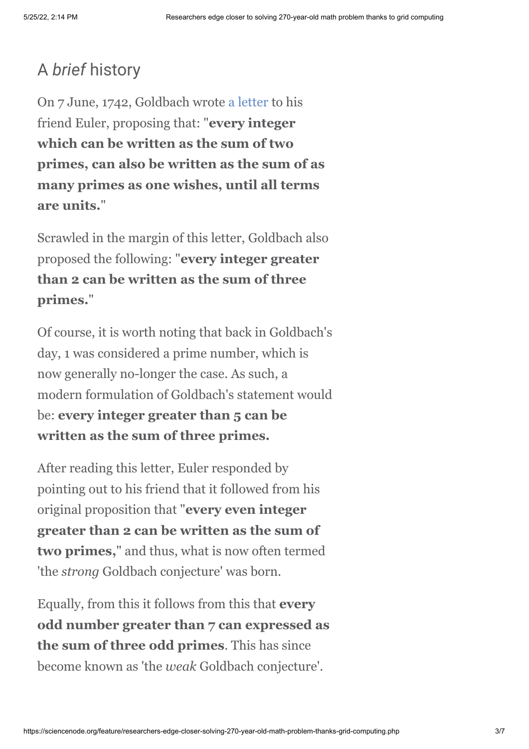## A *brief* history

On 7 June, 1742, Goldbach wrote a letter to his friend Euler, proposing that: "**every integer which can be written as the sum of two primes, can also be written as the sum of as many primes as one wishes, until all terms are units.**"

Scrawled in the margin of this letter, Goldbach also proposed the following: "**every integer greater than 2 can be written as the sum of three primes.**"

Of course, it is worth noting that back in Goldbach's day, 1 was considered a prime number, which is now generally no-longer the case. As such, a modern formulation of Goldbach's statement would be: **every integer greater than 5 can be written as the sum of three primes.**

After reading this letter, Euler responded by pointing out to his friend that it followed from his original proposition that "**every even integer greater than 2 can be written as the sum of two primes,**" and thus, what is now often termed 'the *strong* Goldbach conjecture' was born.

Equally, from this it follows from this that **every odd number greater than 7 can expressed as the sum of three odd primes**. This has since become known as 'the *weak* Goldbach conjecture'.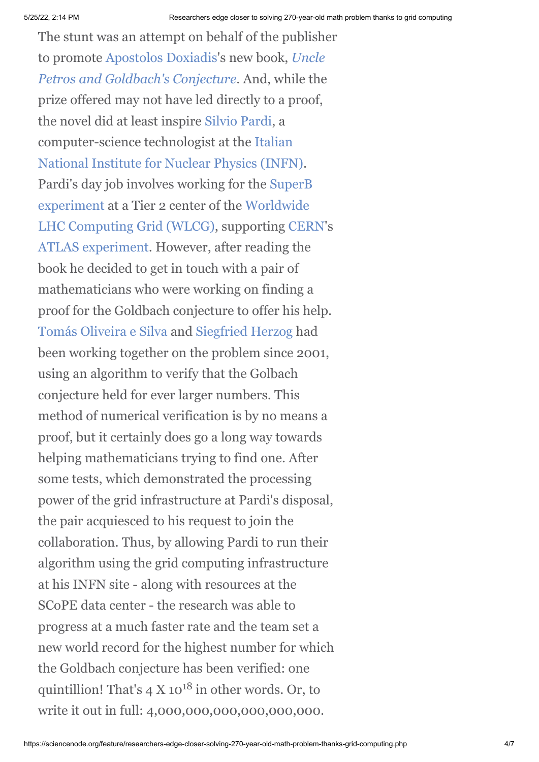The stunt was an attempt on behalf of the publisher to promote Apostolos Doxiadis's new book, *Uncle Petros and Goldbach's Conjecture*. And, while the prize offered may not have led directly to a proof, the novel did at least inspire Silvio Pardi, a computer-science technologist at the Italian National Institute for Nuclear Physics (INFN). Pardi's day job involves working for the SuperB experiment at a Tier 2 center of the Worldwide LHC Computing Grid (WLCG), supporting CERN's ATLAS experiment. However, after reading the book he decided to get in touch with a pair of mathematicians who were working on finding a proof for the Goldbach conjecture to offer his help. Tomás Oliveira e Silva and Siegfried Herzog had been working together on the problem since 2001, using an algorithm to verify that the Golbach conjecture held for ever larger numbers. This method of numerical verification is by no means a proof, but it certainly does go a long way towards helping mathematicians trying to find one. After some tests, which demonstrated the processing power of the grid infrastructure at Pardi's disposal, the pair acquiesced to his request to join the collaboration. Thus, by allowing Pardi to run their algorithm using the grid computing infrastructure at his INFN site - along with resources at the SCoPE data center - the research was able to progress at a much faster rate and the team set a new world record for the highest number for which the Goldbach conjecture has been verified: one quintillion! That's $4 \text{ X } 10^{18}$ in other words. Or, to write it out in full: 4,000,000,000,000,000,000.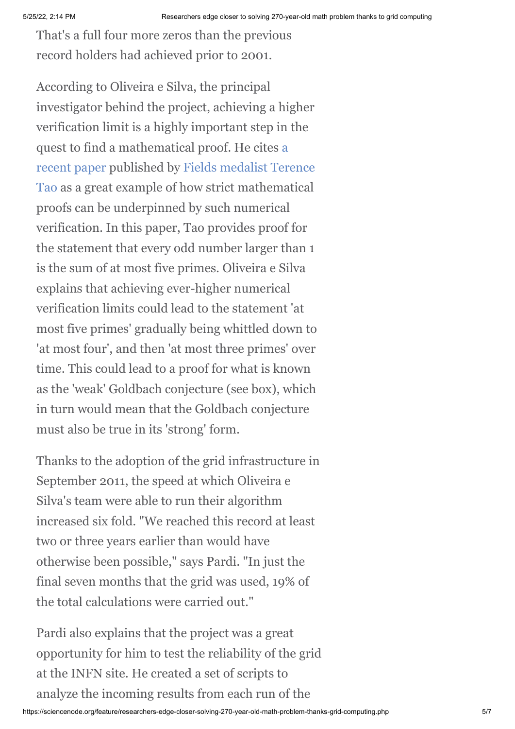That's a full four more zeros than the previous record holders had achieved prior to 2001.

According to Oliveira e Silva, the principal investigator behind the project, achieving a higher verification limit is a highly important step in the quest to find a mathematical proof. He cites a recent paper published by Fields medalist Terence Tao as a great example of how strict mathematical proofs can be underpinned by such numerical verification. In this paper, Tao provides proof for the statement that every odd number larger than 1 is the sum of at most five primes. Oliveira e Silva explains that achieving ever-higher numerical verification limits could lead to the statement 'at most five primes' gradually being whittled down to 'at most four', and then 'at most three primes' over time. This could lead to a proof for what is known as the 'weak' Goldbach conjecture (see box), which in turn would mean that the Goldbach conjecture must also be true in its 'strong' form.

Thanks to the adoption of the grid infrastructure in September 2011, the speed at which Oliveira e Silva's team were able to run their algorithm increased six fold. "We reached this record at least two or three years earlier than would have otherwise been possible," says Pardi. "In just the final seven months that the grid was used, 19% of the total calculations were carried out."

Pardi also explains that the project was a great opportunity for him to test the reliability of the grid at the INFN site. He created a set of scripts to analyze the incoming results from each run of the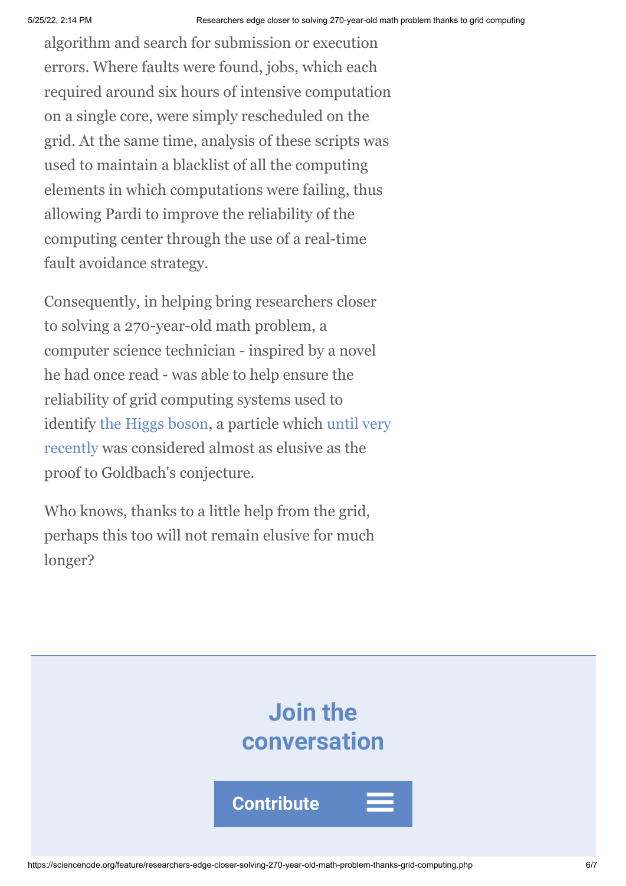algorithm and search for submission or execution errors. Where faults were found, jobs, which each required around six hours of intensive computation on a single core, were simply rescheduled on the grid. At the same time, analysis of these scripts was used to maintain a blacklist of all the computing elements in which computations were failing, thus allowing Pardi to improve the reliability of the computing center through the use of a real-time fault avoidance strategy.

Consequently, in helping bring researchers closer to solving a 270-year-old math problem, a computer science technician - inspired by a novel he had once read - was able to help ensure the reliability of grid computing systems used to identify the Higgs boson, a particle which until very recently was considered almost as elusive as the proof to Goldbach's conjecture.

Who knows, thanks to a little help from the grid, perhaps this too will not remain elusive for much longer?

## Join the conversation

Contribute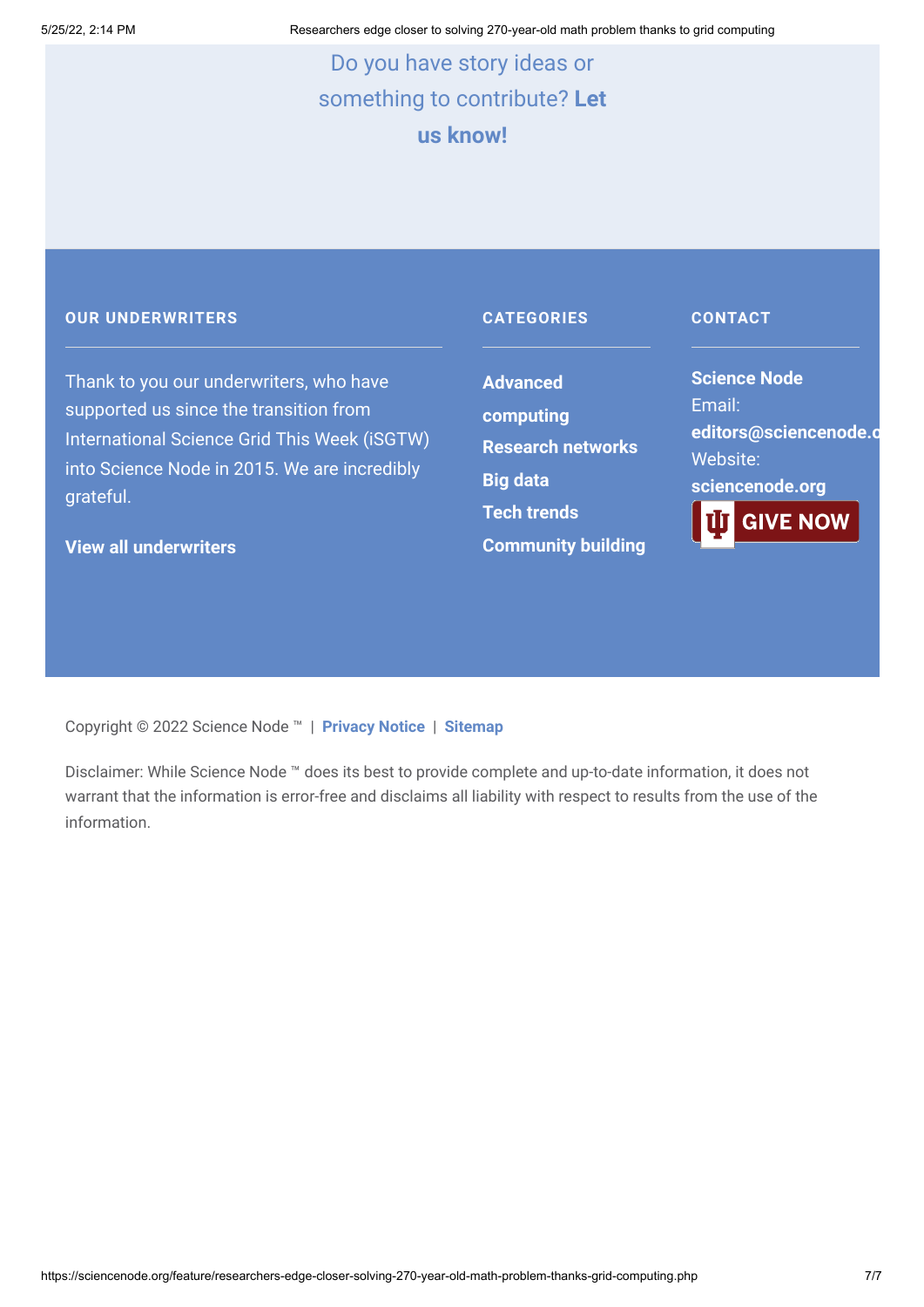Do you have story ideas or something to contribute? **Let us know!**

## OUR UNDERWRITERS

Thank to you our underwriters, who have supported us since the transition from International Science Grid This Week (iSGTW) into Science Node in 2015. We are incredibly grateful.

**View all underwriters**

## CATEGORIES

**Advanced computing**

**Research networks**

**Big data**

**Tech trends**

**Community building**

## CONTACT

**Science Node**

Email:

**editors@sciencenode.o**

Website:

**sciencenode.org**

GIVE NOW

Copyright © 2022 Science Node ™ | **Privacy Notice** | **Sitemap**

Disclaimer: While Science Node ™ does its best to provide complete and up-to-date information, it does not warrant that the information is error-free and disclaims all liability with respect to results from the use of the information.